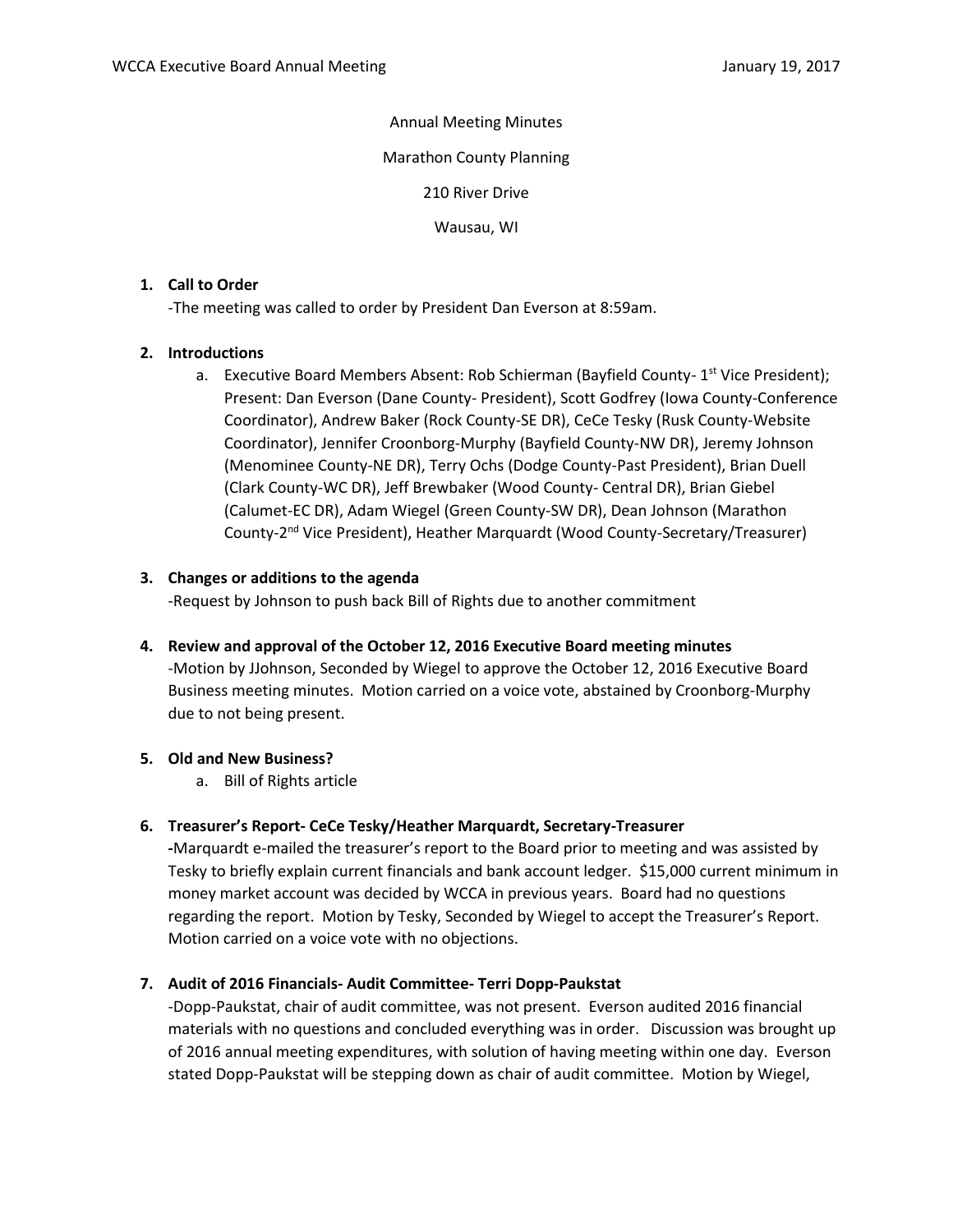Annual Meeting Minutes

Marathon County Planning

210 River Drive

Wausau, WI

1. **Call to Order**

   -The meeting was called to order by President Dan Everson at 8:59am.

2. **Introductions**

   a. Executive Board Members Absent: Rob Schierman (Bayfield County- 1st Vice President); Present: Dan Everson (Dane County- President), Scott Godfrey (Iowa County-Conference Coordinator), Andrew Baker (Rock County-SE DR), CeCe Tesky (Rusk County-Website Coordinator), Jennifer Croonborg-Murphy (Bayfield County-NW DR), Jeremy Johnson (Menominee County-NE DR), Terry Ochs (Dodge County-Past President), Brian Duell (Clark County-WC DR), Jeff Brewbaker (Wood County- Central DR), Brian Giebel (Calumet-EC DR), Adam Wiegel (Green County-SW DR), Dean Johnson (Marathon County-2nd Vice President), Heather Marquardt (Wood County-Secretary/Treasurer)

3. **Changes or additions to the agenda**

   -Request by Johnson to push back Bill of Rights due to another commitment

4. **Review and approval of the October 12, 2016 Executive Board meeting minutes**

   -Motion by JJohnson, Seconded by Wiegel to approve the October 12, 2016 Executive Board Business meeting minutes. Motion carried on a voice vote, abstained by Croonborg-Murphy due to not being present.

5. **Old and New Business?**

   a. Bill of Rights article

6. **Treasurer's Report- CeCe Tesky/Heather Marquardt, Secretary-Treasurer**

   -Marquardt e-mailed the treasurer's report to the Board prior to meeting and was assisted by Tesky to briefly explain current financials and bank account ledger. $15,000 current minimum in money market account was decided by WCCA in previous years. Board had no questions regarding the report. Motion by Tesky, Seconded by Wiegel to accept the Treasurer's Report. Motion carried on a voice vote with no objections.

7. **Audit of 2016 Financials- Audit Committee- Terri Dopp-Paukstat**

   -Dopp-Paukstat, chair of audit committee, was not present. Everson audited 2016 financial materials with no questions and concluded everything was in order. Discussion was brought up of 2016 annual meeting expenditures, with solution of having meeting within one day. Everson stated Dopp-Paukstat will be stepping down as chair of audit committee. Motion by Wiegel,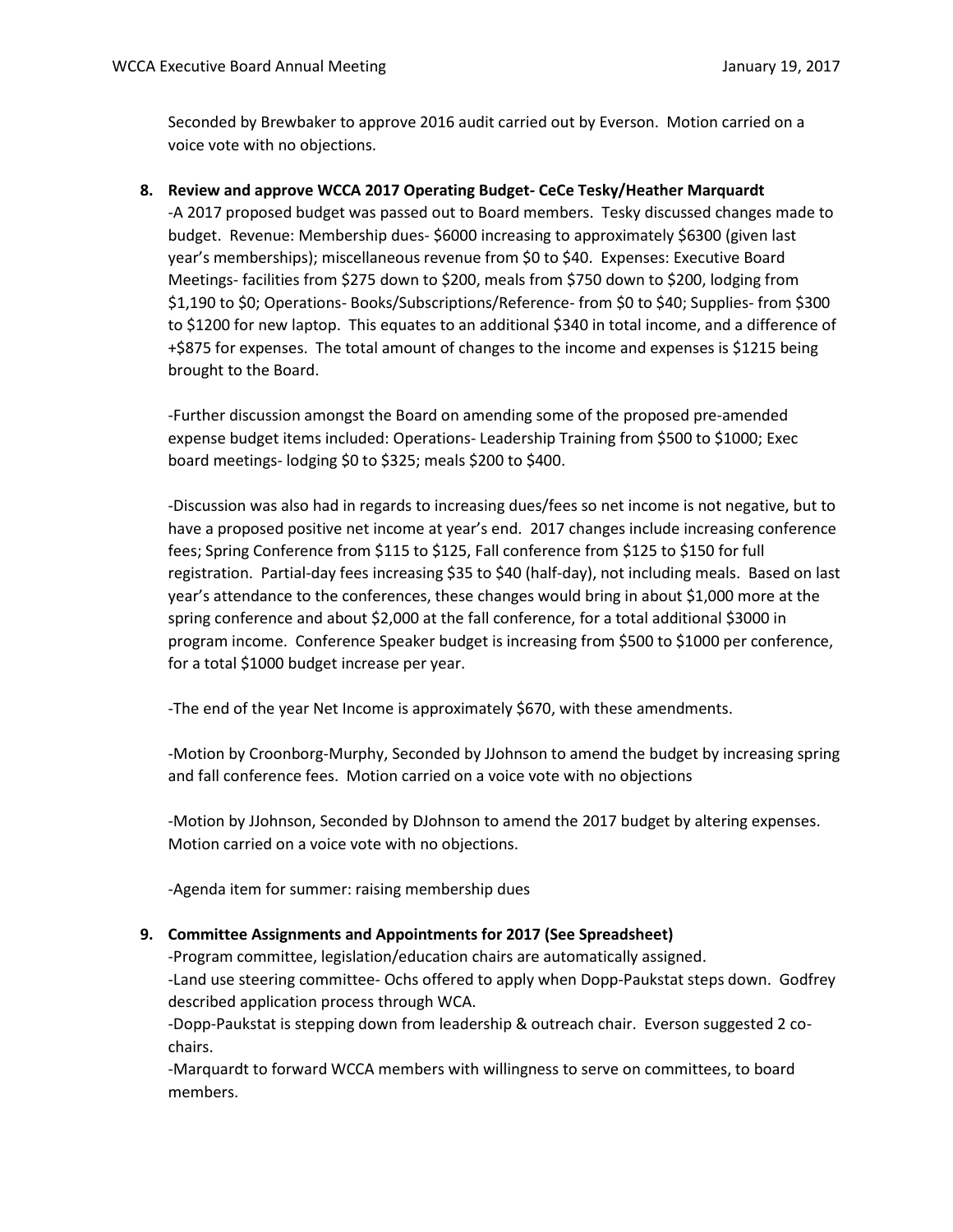Seconded by Brewbaker to approve 2016 audit carried out by Everson. Motion carried on a voice vote with no objections.

8. **Review and approve WCCA 2017 Operating Budget- CeCe Tesky/Heather Marquardt**

   -A 2017 proposed budget was passed out to Board members. Tesky discussed changes made to budget. Revenue: Membership dues- $6000 increasing to approximately $6300 (given last year's memberships); miscellaneous revenue from $0 to $40. Expenses: Executive Board Meetings- facilities from $275 down to $200, meals from $750 down to $200, lodging from $1,190 to $0; Operations- Books/Subscriptions/Reference- from $0 to $40; Supplies- from $300 to $1200 for new laptop. This equates to an additional $340 in total income, and a difference of +$875 for expenses. The total amount of changes to the income and expenses is $1215 being brought to the Board.

   -Further discussion amongst the Board on amending some of the proposed pre-amended expense budget items included: Operations- Leadership Training from $500 to $1000; Exec board meetings- lodging $0 to $325; meals $200 to $400.

   -Discussion was also had in regards to increasing dues/fees so net income is not negative, but to have a proposed positive net income at year's end. 2017 changes include increasing conference fees; Spring Conference from $115 to $125, Fall conference from $125 to $150 for full registration. Partial-day fees increasing $35 to $40 (half-day), not including meals. Based on last year's attendance to the conferences, these changes would bring in about $1,000 more at the spring conference and about $2,000 at the fall conference, for a total additional $3000 in program income. Conference Speaker budget is increasing from $500 to $1000 per conference, for a total $1000 budget increase per year.

   -The end of the year Net Income is approximately $670, with these amendments.

   -Motion by Croonborg-Murphy, Seconded by JJohnson to amend the budget by increasing spring and fall conference fees. Motion carried on a voice vote with no objections

   -Motion by JJohnson, Seconded by DJohnson to amend the 2017 budget by altering expenses. Motion carried on a voice vote with no objections.

   -Agenda item for summer: raising membership dues

9. **Committee Assignments and Appointments for 2017 (See Spreadsheet)**

   -Program committee, legislation/education chairs are automatically assigned.

   -Land use steering committee- Ochs offered to apply when Dopp-Paukstat steps down. Godfrey described application process through WCA.

   -Dopp-Paukstat is stepping down from leadership & outreach chair. Everson suggested 2 co-chairs.

   -Marquardt to forward WCCA members with willingness to serve on committees, to board members.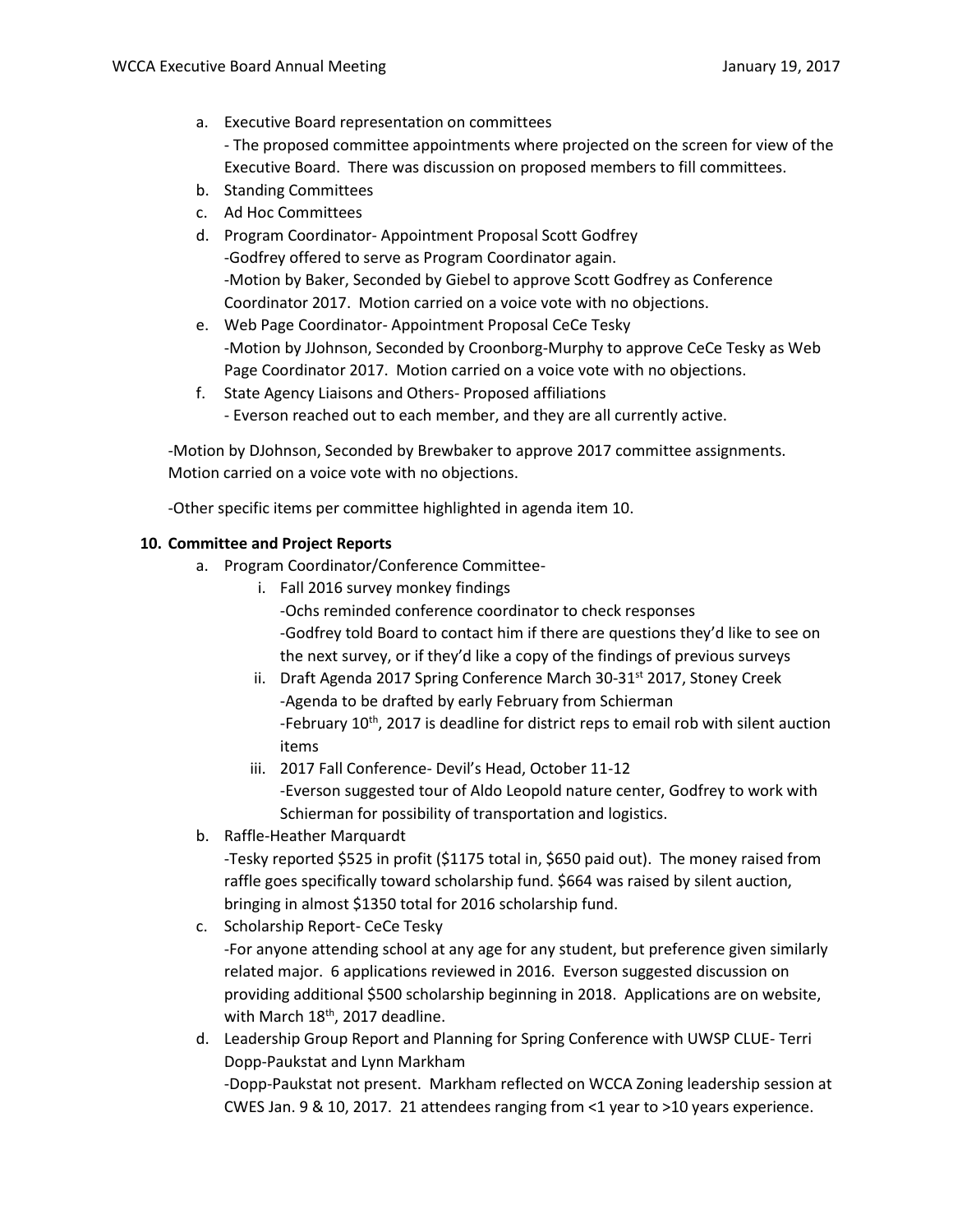a. Executive Board representation on committees
   - The proposed committee appointments where projected on the screen for view of the Executive Board. There was discussion on proposed members to fill committees.
b. Standing Committees
c. Ad Hoc Committees
d. Program Coordinator- Appointment Proposal Scott Godfrey
   -Godfrey offered to serve as Program Coordinator again.
   -Motion by Baker, Seconded by Giebel to approve Scott Godfrey as Conference Coordinator 2017. Motion carried on a voice vote with no objections.
e. Web Page Coordinator- Appointment Proposal CeCe Tesky
   -Motion by JJohnson, Seconded by Croonborg-Murphy to approve CeCe Tesky as Web Page Coordinator 2017. Motion carried on a voice vote with no objections.
f. State Agency Liaisons and Others- Proposed affiliations
   - Everson reached out to each member, and they are all currently active.

-Motion by DJohnson, Seconded by Brewbaker to approve 2017 committee assignments. Motion carried on a voice vote with no objections.

-Other specific items per committee highlighted in agenda item 10.

**10. Committee and Project Reports**

a. Program Coordinator/Conference Committee-
   i. Fall 2016 survey monkey findings
      -Ochs reminded conference coordinator to check responses
      -Godfrey told Board to contact him if there are questions they'd like to see on the next survey, or if they'd like a copy of the findings of previous surveys
   ii. Draft Agenda 2017 Spring Conference March 30-31st 2017, Stoney Creek
      -Agenda to be drafted by early February from Schierman
      -February 10th, 2017 is deadline for district reps to email rob with silent auction items
   iii. 2017 Fall Conference- Devil's Head, October 11-12
      -Everson suggested tour of Aldo Leopold nature center, Godfrey to work with Schierman for possibility of transportation and logistics.
b. Raffle-Heather Marquardt
   -Tesky reported $525 in profit ($1175 total in, $650 paid out). The money raised from raffle goes specifically toward scholarship fund. $664 was raised by silent auction, bringing in almost $1350 total for 2016 scholarship fund.
c. Scholarship Report- CeCe Tesky
   -For anyone attending school at any age for any student, but preference given similarly related major. 6 applications reviewed in 2016. Everson suggested discussion on providing additional $500 scholarship beginning in 2018. Applications are on website, with March 18th, 2017 deadline.
d. Leadership Group Report and Planning for Spring Conference with UWSP CLUE- Terri Dopp-Paukstat and Lynn Markham
   -Dopp-Paukstat not present. Markham reflected on WCCA Zoning leadership session at CWES Jan. 9 & 10, 2017. 21 attendees ranging from <1 year to >10 years experience.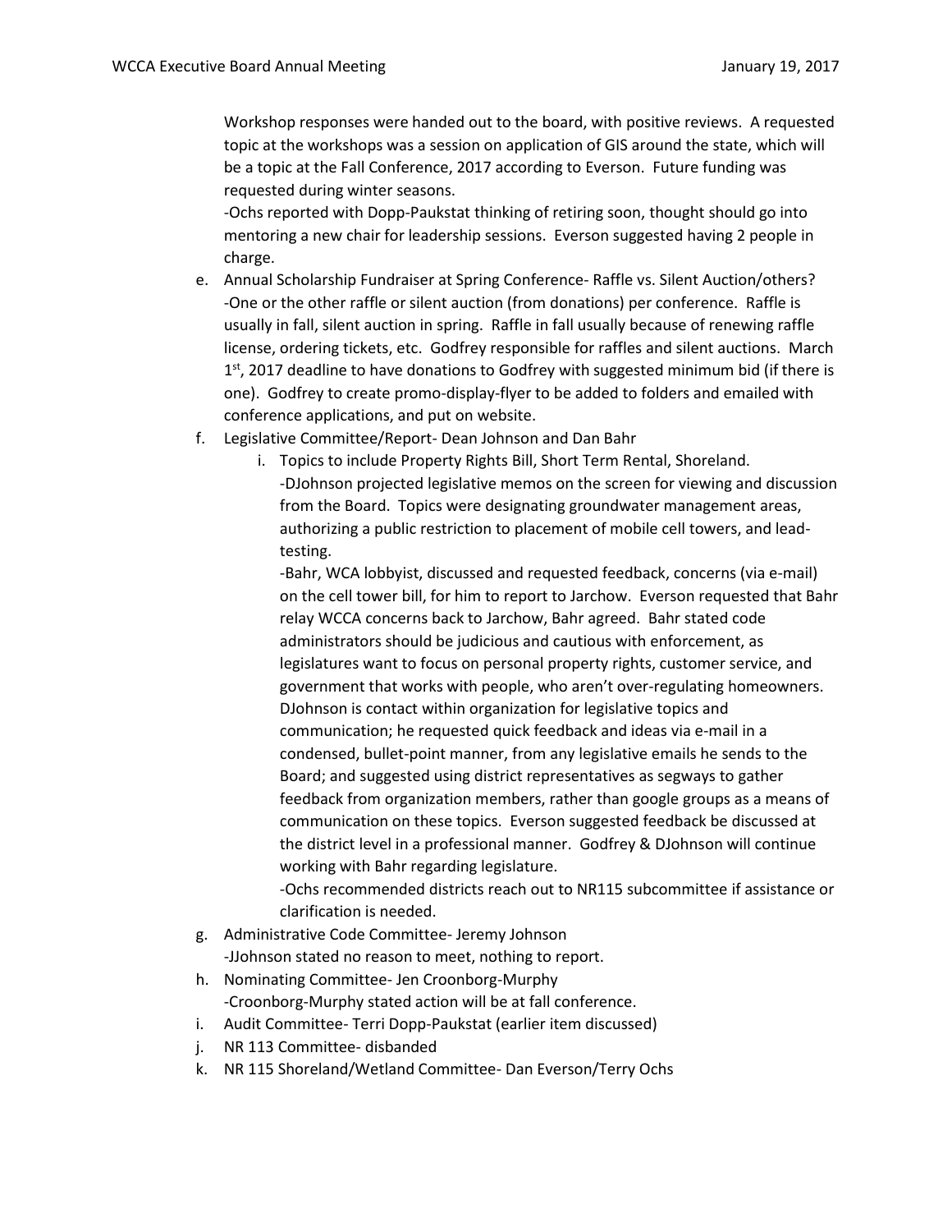Workshop responses were handed out to the board, with positive reviews. A requested topic at the workshops was a session on application of GIS around the state, which will be a topic at the Fall Conference, 2017 according to Everson. Future funding was requested during winter seasons.

-Ochs reported with Dopp-Paukstat thinking of retiring soon, thought should go into mentoring a new chair for leadership sessions. Everson suggested having 2 people in charge.

e. Annual Scholarship Fundraiser at Spring Conference- Raffle vs. Silent Auction/others?
   -One or the other raffle or silent auction (from donations) per conference. Raffle is usually in fall, silent auction in spring. Raffle in fall usually because of renewing raffle license, ordering tickets, etc. Godfrey responsible for raffles and silent auctions. March 1st, 2017 deadline to have donations to Godfrey with suggested minimum bid (if there is one). Godfrey to create promo-display-flyer to be added to folders and emailed with conference applications, and put on website.
f. Legislative Committee/Report- Dean Johnson and Dan Bahr
   i. Topics to include Property Rights Bill, Short Term Rental, Shoreland.
      -DJohnson projected legislative memos on the screen for viewing and discussion from the Board. Topics were designating groundwater management areas, authorizing a public restriction to placement of mobile cell towers, and lead-testing.
      -Bahr, WCA lobbyist, discussed and requested feedback, concerns (via e-mail) on the cell tower bill, for him to report to Jarchow. Everson requested that Bahr relay WCCA concerns back to Jarchow, Bahr agreed. Bahr stated code administrators should be judicious and cautious with enforcement, as legislatures want to focus on personal property rights, customer service, and government that works with people, who aren't over-regulating homeowners. DJohnson is contact within organization for legislative topics and communication; he requested quick feedback and ideas via e-mail in a condensed, bullet-point manner, from any legislative emails he sends to the Board; and suggested using district representatives as segways to gather feedback from organization members, rather than google groups as a means of communication on these topics. Everson suggested feedback be discussed at the district level in a professional manner. Godfrey & DJohnson will continue working with Bahr regarding legislature.
      -Ochs recommended districts reach out to NR115 subcommittee if assistance or clarification is needed.
g. Administrative Code Committee- Jeremy Johnson
   -JJohnson stated no reason to meet, nothing to report.
h. Nominating Committee- Jen Croonborg-Murphy
   -Croonborg-Murphy stated action will be at fall conference.
i. Audit Committee- Terri Dopp-Paukstat (earlier item discussed)
j. NR 113 Committee- disbanded
k. NR 115 Shoreland/Wetland Committee- Dan Everson/Terry Ochs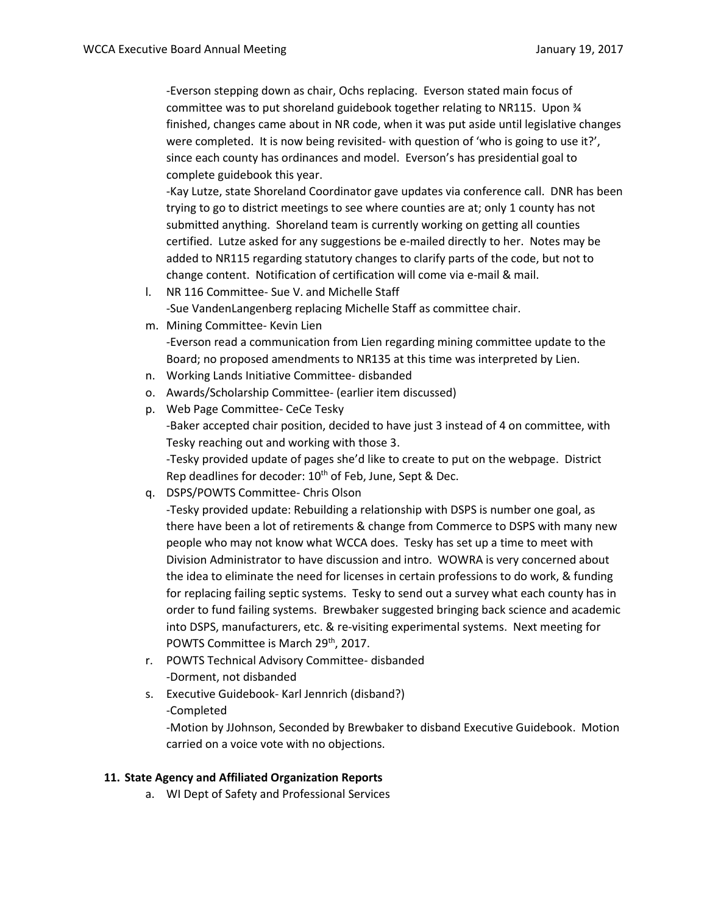-Everson stepping down as chair, Ochs replacing. Everson stated main focus of committee was to put shoreland guidebook together relating to NR115. Upon ¾ finished, changes came about in NR code, when it was put aside until legislative changes were completed. It is now being revisited- with question of 'who is going to use it?', since each county has ordinances and model. Everson's has presidential goal to complete guidebook this year.

-Kay Lutze, state Shoreland Coordinator gave updates via conference call. DNR has been trying to go to district meetings to see where counties are at; only 1 county has not submitted anything. Shoreland team is currently working on getting all counties certified. Lutze asked for any suggestions be e-mailed directly to her. Notes may be added to NR115 regarding statutory changes to clarify parts of the code, but not to change content. Notification of certification will come via e-mail & mail.

l. NR 116 Committee- Sue V. and Michelle Staff
   -Sue VandenLangenberg replacing Michelle Staff as committee chair.
m. Mining Committee- Kevin Lien
   -Everson read a communication from Lien regarding mining committee update to the Board; no proposed amendments to NR135 at this time was interpreted by Lien.
n. Working Lands Initiative Committee- disbanded
o. Awards/Scholarship Committee- (earlier item discussed)
p. Web Page Committee- CeCe Tesky
   -Baker accepted chair position, decided to have just 3 instead of 4 on committee, with Tesky reaching out and working with those 3.
   -Tesky provided update of pages she'd like to create to put on the webpage. District Rep deadlines for decoder: 10th of Feb, June, Sept & Dec.
q. DSPS/POWTS Committee- Chris Olson
   -Tesky provided update: Rebuilding a relationship with DSPS is number one goal, as there have been a lot of retirements & change from Commerce to DSPS with many new people who may not know what WCCA does. Tesky has set up a time to meet with Division Administrator to have discussion and intro. WOWRA is very concerned about the idea to eliminate the need for licenses in certain professions to do work, & funding for replacing failing septic systems. Tesky to send out a survey what each county has in order to fund failing systems. Brewbaker suggested bringing back science and academic into DSPS, manufacturers, etc. & re-visiting experimental systems. Next meeting for POWTS Committee is March 29th, 2017.
r. POWTS Technical Advisory Committee- disbanded
   -Dorment, not disbanded
s. Executive Guidebook- Karl Jennrich (disband?)
   -Completed
   -Motion by JJohnson, Seconded by Brewbaker to disband Executive Guidebook. Motion carried on a voice vote with no objections.

**11. State Agency and Affiliated Organization Reports**

a. WI Dept of Safety and Professional Services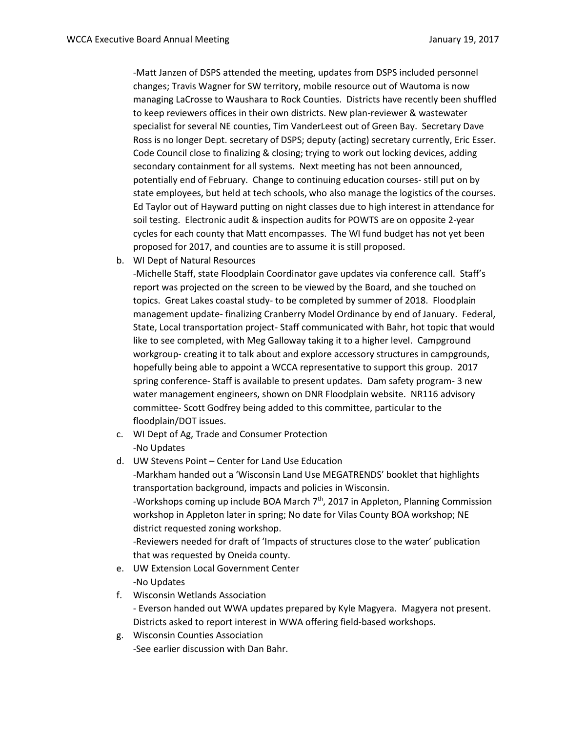-Matt Janzen of DSPS attended the meeting, updates from DSPS included personnel changes; Travis Wagner for SW territory, mobile resource out of Wautoma is now managing LaCrosse to Waushara to Rock Counties. Districts have recently been shuffled to keep reviewers offices in their own districts. New plan-reviewer & wastewater specialist for several NE counties, Tim VanderLeest out of Green Bay. Secretary Dave Ross is no longer Dept. secretary of DSPS; deputy (acting) secretary currently, Eric Esser. Code Council close to finalizing & closing; trying to work out locking devices, adding secondary containment for all systems. Next meeting has not been announced, potentially end of February. Change to continuing education courses- still put on by state employees, but held at tech schools, who also manage the logistics of the courses. Ed Taylor out of Hayward putting on night classes due to high interest in attendance for soil testing. Electronic audit & inspection audits for POWTS are on opposite 2-year cycles for each county that Matt encompasses. The WI fund budget has not yet been proposed for 2017, and counties are to assume it is still proposed.

b. WI Dept of Natural Resources

   -Michelle Staff, state Floodplain Coordinator gave updates via conference call. Staff's report was projected on the screen to be viewed by the Board, and she touched on topics. Great Lakes coastal study- to be completed by summer of 2018. Floodplain management update- finalizing Cranberry Model Ordinance by end of January. Federal, State, Local transportation project- Staff communicated with Bahr, hot topic that would like to see completed, with Meg Galloway taking it to a higher level. Campground workgroup- creating it to talk about and explore accessory structures in campgrounds, hopefully being able to appoint a WCCA representative to support this group. 2017 spring conference- Staff is available to present updates. Dam safety program- 3 new water management engineers, shown on DNR Floodplain website. NR116 advisory committee- Scott Godfrey being added to this committee, particular to the floodplain/DOT issues.

c. WI Dept of Ag, Trade and Consumer Protection

   -No Updates

d. UW Stevens Point – Center for Land Use Education

   -Markham handed out a 'Wisconsin Land Use MEGATRENDS' booklet that highlights transportation background, impacts and policies in Wisconsin.

   -Workshops coming up include BOA March 7th, 2017 in Appleton, Planning Commission workshop in Appleton later in spring; No date for Vilas County BOA workshop; NE district requested zoning workshop.

   -Reviewers needed for draft of 'Impacts of structures close to the water' publication that was requested by Oneida county.

e. UW Extension Local Government Center

   -No Updates

f. Wisconsin Wetlands Association

   - Everson handed out WWA updates prepared by Kyle Magyera. Magyera not present. Districts asked to report interest in WWA offering field-based workshops.

g. Wisconsin Counties Association

   -See earlier discussion with Dan Bahr.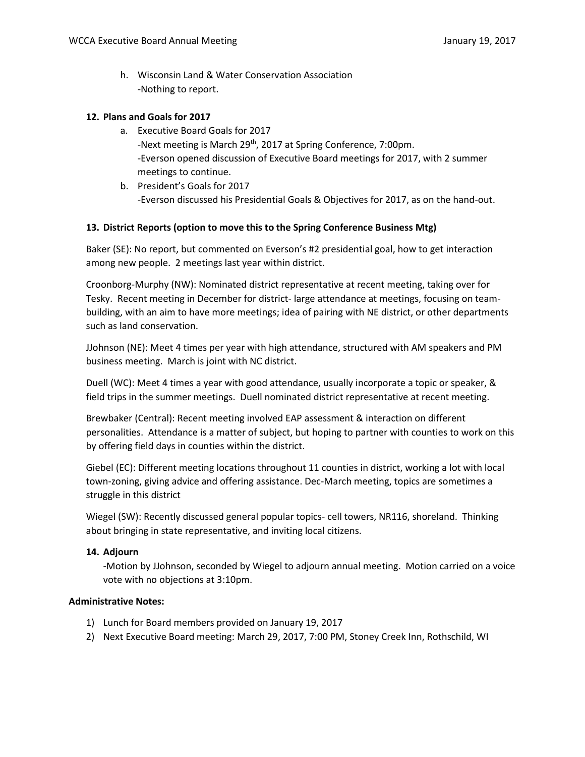h. Wisconsin Land & Water Conservation Association
   -Nothing to report.

**12. Plans and Goals for 2017**

a. Executive Board Goals for 2017
   -Next meeting is March 29th, 2017 at Spring Conference, 7:00pm.
   -Everson opened discussion of Executive Board meetings for 2017, with 2 summer meetings to continue.

b. President's Goals for 2017
   -Everson discussed his Presidential Goals & Objectives for 2017, as on the hand-out.

**13. District Reports (option to move this to the Spring Conference Business Mtg)**

Baker (SE): No report, but commented on Everson's #2 presidential goal, how to get interaction among new people. 2 meetings last year within district.

Croonborg-Murphy (NW): Nominated district representative at recent meeting, taking over for Tesky. Recent meeting in December for district- large attendance at meetings, focusing on team-building, with an aim to have more meetings; idea of pairing with NE district, or other departments such as land conservation.

JJohnson (NE): Meet 4 times per year with high attendance, structured with AM speakers and PM business meeting. March is joint with NC district.

Duell (WC): Meet 4 times a year with good attendance, usually incorporate a topic or speaker, & field trips in the summer meetings. Duell nominated district representative at recent meeting.

Brewbaker (Central): Recent meeting involved EAP assessment & interaction on different personalities. Attendance is a matter of subject, but hoping to partner with counties to work on this by offering field days in counties within the district.

Giebel (EC): Different meeting locations throughout 11 counties in district, working a lot with local town-zoning, giving advice and offering assistance. Dec-March meeting, topics are sometimes a struggle in this district

Wiegel (SW): Recently discussed general popular topics- cell towers, NR116, shoreland. Thinking about bringing in state representative, and inviting local citizens.

**14. Adjourn**

-Motion by JJohnson, seconded by Wiegel to adjourn annual meeting. Motion carried on a voice vote with no objections at 3:10pm.

**Administrative Notes:**

1) Lunch for Board members provided on January 19, 2017
2) Next Executive Board meeting: March 29, 2017, 7:00 PM, Stoney Creek Inn, Rothschild, WI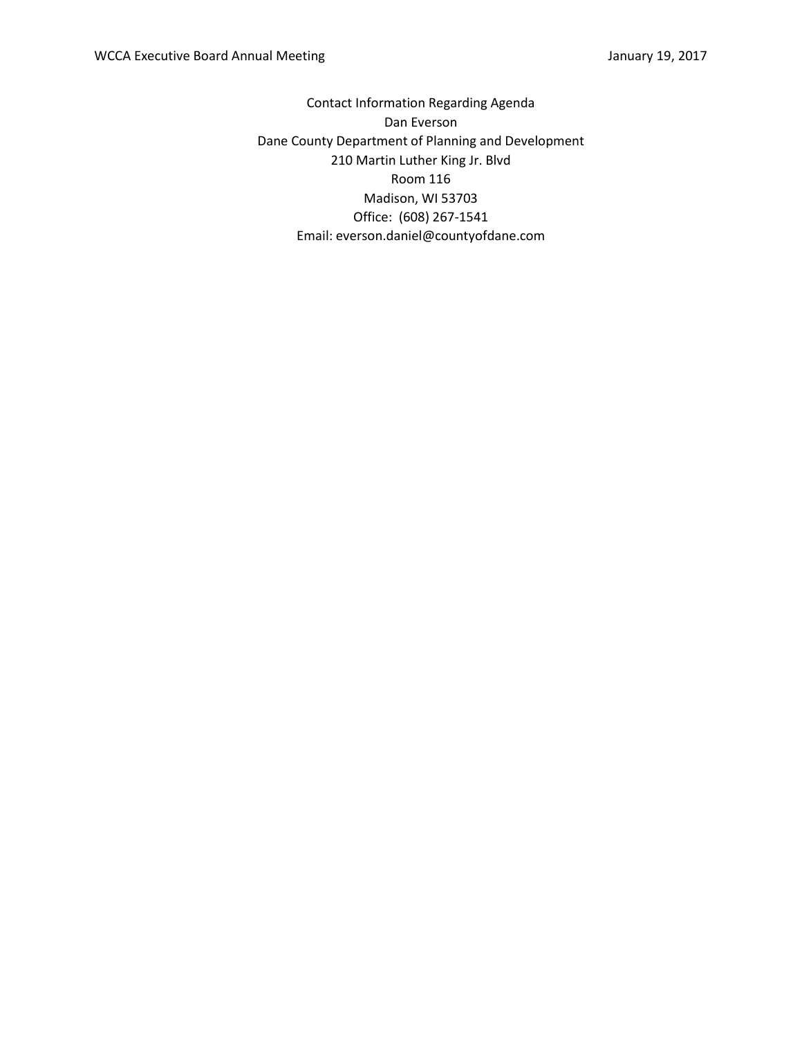Contact Information Regarding Agenda
Dan Everson
Dane County Department of Planning and Development
210 Martin Luther King Jr. Blvd
Room 116
Madison, WI 53703
Office: (608) 267-1541
Email: everson.daniel@countyofdane.com